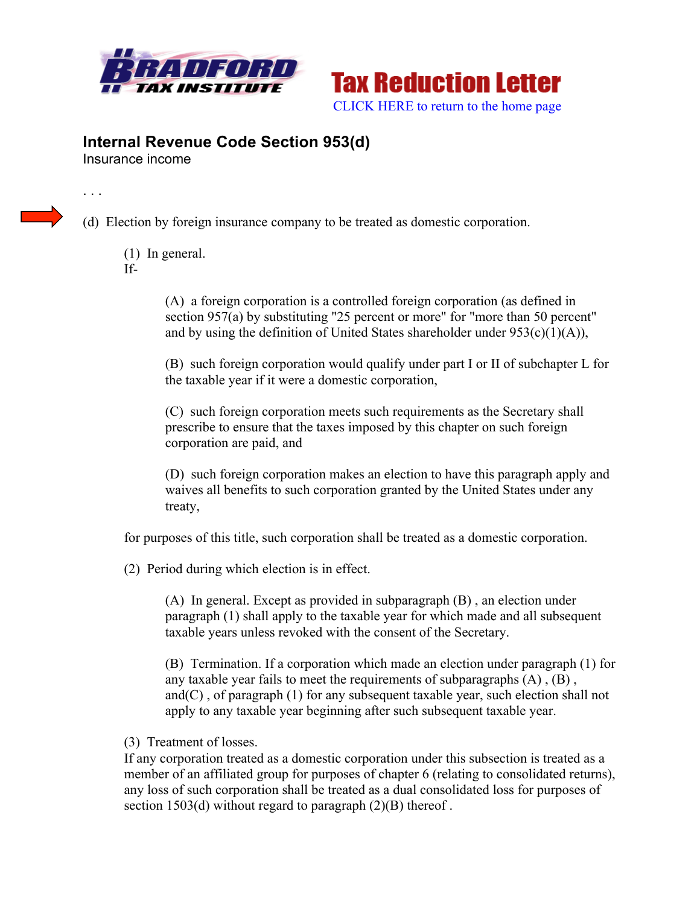Bradford Tax Institute

# Tax Reduction Letter

CLICK HERE to return to the home page

## Internal Revenue Code Section 953(d)

Insurance income

. . .

(d) Election by foreign insurance company to be treated as domestic corporation.

(1) In general.
If-

(A) a foreign corporation is a controlled foreign corporation (as defined in section 957(a) by substituting "25 percent or more" for "more than 50 percent" and by using the definition of United States shareholder under 953(c)(1)(A)),

(B) such foreign corporation would qualify under part I or II of subchapter L for the taxable year if it were a domestic corporation,

(C) such foreign corporation meets such requirements as the Secretary shall prescribe to ensure that the taxes imposed by this chapter on such foreign corporation are paid, and

(D) such foreign corporation makes an election to have this paragraph apply and waives all benefits to such corporation granted by the United States under any treaty,

for purposes of this title, such corporation shall be treated as a domestic corporation.

(2) Period during which election is in effect.

(A) In general. Except as provided in subparagraph (B) , an election under paragraph (1) shall apply to the taxable year for which made and all subsequent taxable years unless revoked with the consent of the Secretary.

(B) Termination. If a corporation which made an election under paragraph (1) for any taxable year fails to meet the requirements of subparagraphs (A) , (B) , and(C) , of paragraph (1) for any subsequent taxable year, such election shall not apply to any taxable year beginning after such subsequent taxable year.

(3) Treatment of losses.
If any corporation treated as a domestic corporation under this subsection is treated as a member of an affiliated group for purposes of chapter 6 (relating to consolidated returns), any loss of such corporation shall be treated as a dual consolidated loss for purposes of section 1503(d) without regard to paragraph (2)(B) thereof .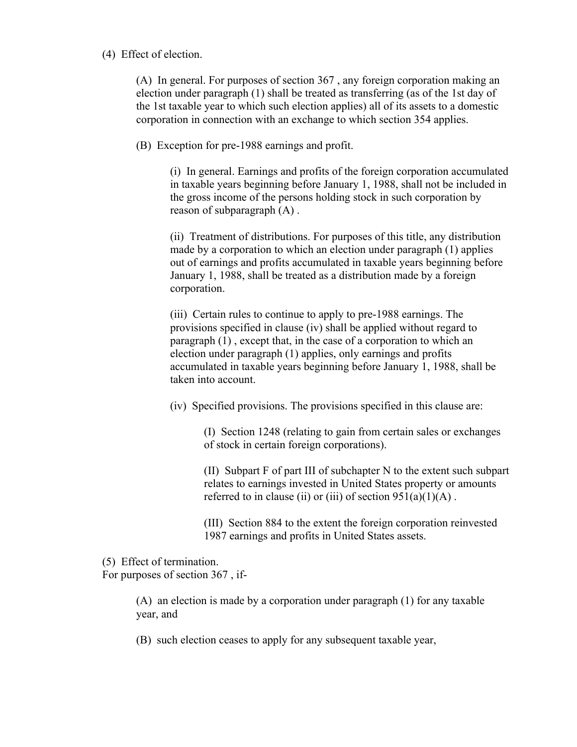(4) Effect of election.

(A) In general. For purposes of section 367 , any foreign corporation making an election under paragraph (1) shall be treated as transferring (as of the 1st day of the 1st taxable year to which such election applies) all of its assets to a domestic corporation in connection with an exchange to which section 354 applies.

(B) Exception for pre-1988 earnings and profit.

(i) In general. Earnings and profits of the foreign corporation accumulated in taxable years beginning before January 1, 1988, shall not be included in the gross income of the persons holding stock in such corporation by reason of subparagraph (A) .

(ii) Treatment of distributions. For purposes of this title, any distribution made by a corporation to which an election under paragraph (1) applies out of earnings and profits accumulated in taxable years beginning before January 1, 1988, shall be treated as a distribution made by a foreign corporation.

(iii) Certain rules to continue to apply to pre-1988 earnings. The provisions specified in clause (iv) shall be applied without regard to paragraph (1) , except that, in the case of a corporation to which an election under paragraph (1) applies, only earnings and profits accumulated in taxable years beginning before January 1, 1988, shall be taken into account.

(iv) Specified provisions. The provisions specified in this clause are:

(I) Section 1248 (relating to gain from certain sales or exchanges of stock in certain foreign corporations).

(II) Subpart F of part III of subchapter N to the extent such subpart relates to earnings invested in United States property or amounts referred to in clause (ii) or (iii) of section 951(a)(1)(A) .

(III) Section 884 to the extent the foreign corporation reinvested 1987 earnings and profits in United States assets.

(5) Effect of termination.
For purposes of section 367 , if-

(A) an election is made by a corporation under paragraph (1) for any taxable year, and

(B) such election ceases to apply for any subsequent taxable year,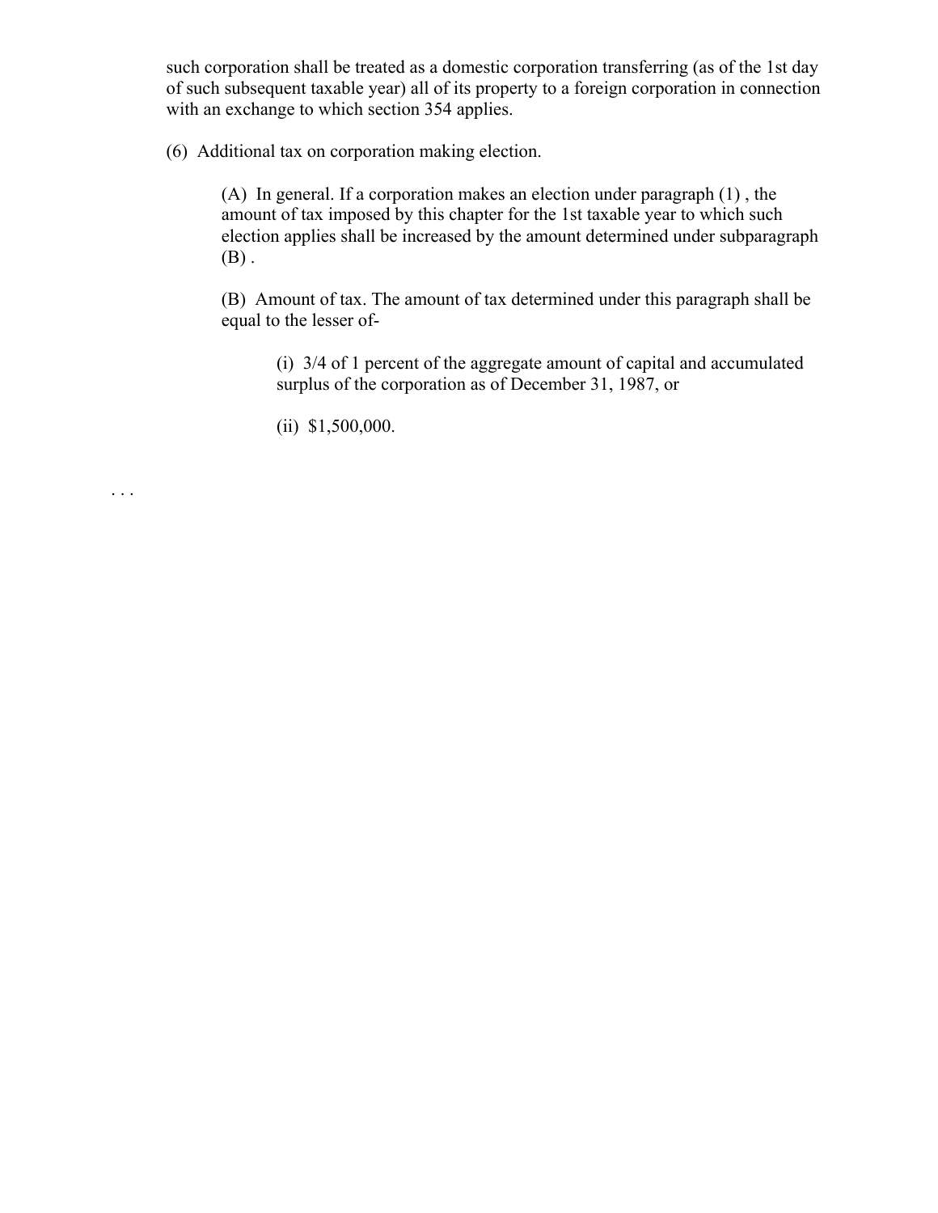such corporation shall be treated as a domestic corporation transferring (as of the 1st day of such subsequent taxable year) all of its property to a foreign corporation in connection with an exchange to which section 354 applies.

(6) Additional tax on corporation making election.

(A) In general. If a corporation makes an election under paragraph (1) , the amount of tax imposed by this chapter for the 1st taxable year to which such election applies shall be increased by the amount determined under subparagraph (B) .

(B) Amount of tax. The amount of tax determined under this paragraph shall be equal to the lesser of-

(i) 3/4 of 1 percent of the aggregate amount of capital and accumulated surplus of the corporation as of December 31, 1987, or

(ii) $1,500,000.

. . .